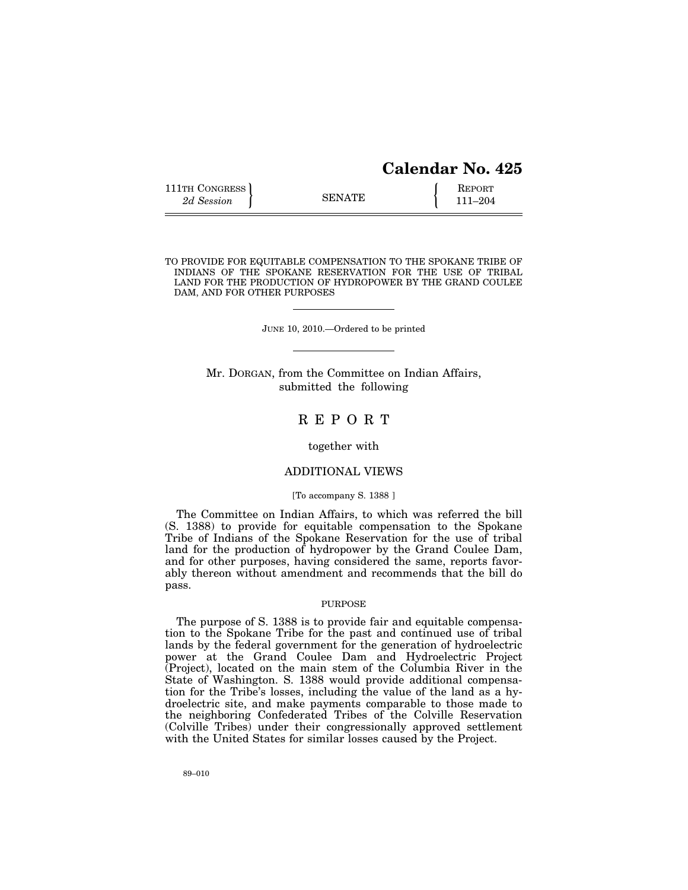**Calendar No. 425**

111TH CONGRESS
*2d Session*

SENATE

REPORT
111–204

TO PROVIDE FOR EQUITABLE COMPENSATION TO THE SPOKANE TRIBE OF INDIANS OF THE SPOKANE RESERVATION FOR THE USE OF TRIBAL LAND FOR THE PRODUCTION OF HYDROPOWER BY THE GRAND COULEE DAM, AND FOR OTHER PURPOSES

JUNE 10, 2010.—Ordered to be printed

Mr. DORGAN, from the Committee on Indian Affairs, submitted the following

# REPORT

together with

## ADDITIONAL VIEWS

[To accompany S. 1388 ]

The Committee on Indian Affairs, to which was referred the bill (S. 1388) to provide for equitable compensation to the Spokane Tribe of Indians of the Spokane Reservation for the use of tribal land for the production of hydropower by the Grand Coulee Dam, and for other purposes, having considered the same, reports favorably thereon without amendment and recommends that the bill do pass.

### PURPOSE

The purpose of S. 1388 is to provide fair and equitable compensation to the Spokane Tribe for the past and continued use of tribal lands by the federal government for the generation of hydroelectric power at the Grand Coulee Dam and Hydroelectric Project (Project), located on the main stem of the Columbia River in the State of Washington. S. 1388 would provide additional compensation for the Tribe's losses, including the value of the land as a hydroelectric site, and make payments comparable to those made to the neighboring Confederated Tribes of the Colville Reservation (Colville Tribes) under their congressionally approved settlement with the United States for similar losses caused by the Project.

89–010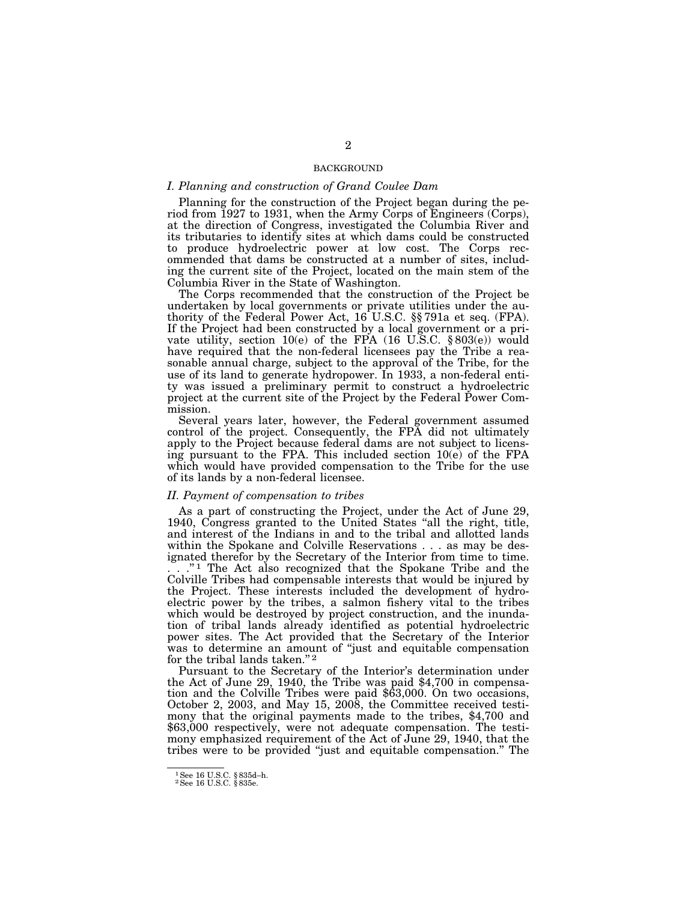## BACKGROUND

### *I. Planning and construction of Grand Coulee Dam*

Planning for the construction of the Project began during the period from 1927 to 1931, when the Army Corps of Engineers (Corps), at the direction of Congress, investigated the Columbia River and its tributaries to identify sites at which dams could be constructed to produce hydroelectric power at low cost. The Corps recommended that dams be constructed at a number of sites, including the current site of the Project, located on the main stem of the Columbia River in the State of Washington.

The Corps recommended that the construction of the Project be undertaken by local governments or private utilities under the authority of the Federal Power Act, 16 U.S.C. §§ 791a et seq. (FPA). If the Project had been constructed by a local government or a private utility, section 10(e) of the FPA (16 U.S.C. § 803(e)) would have required that the non-federal licensees pay the Tribe a reasonable annual charge, subject to the approval of the Tribe, for the use of its land to generate hydropower. In 1933, a non-federal entity was issued a preliminary permit to construct a hydroelectric project at the current site of the Project by the Federal Power Commission.

Several years later, however, the Federal government assumed control of the project. Consequently, the FPA did not ultimately apply to the Project because federal dams are not subject to licensing pursuant to the FPA. This included section 10(e) of the FPA which would have provided compensation to the Tribe for the use of its lands by a non-federal licensee.

### *II. Payment of compensation to tribes*

As a part of constructing the Project, under the Act of June 29, 1940, Congress granted to the United States "all the right, title, and interest of the Indians in and to the tribal and allotted lands within the Spokane and Colville Reservations . . . as may be designated therefor by the Secretary of the Interior from time to time. . . ."[1] The Act also recognized that the Spokane Tribe and the Colville Tribes had compensable interests that would be injured by the Project. These interests included the development of hydroelectric power by the tribes, a salmon fishery vital to the tribes which would be destroyed by project construction, and the inundation of tribal lands already identified as potential hydroelectric power sites. The Act provided that the Secretary of the Interior was to determine an amount of "just and equitable compensation for the tribal lands taken."[2]

Pursuant to the Secretary of the Interior's determination under the Act of June 29, 1940, the Tribe was paid $4,700 in compensation and the Colville Tribes were paid $63,000. On two occasions, October 2, 2003, and May 15, 2008, the Committee received testimony that the original payments made to the tribes, $4,700 and $63,000 respectively, were not adequate compensation. The testimony emphasized requirement of the Act of June 29, 1940, that the tribes were to be provided "just and equitable compensation." The

---

[1] See 16 U.S.C. § 835d–h.

[2] See 16 U.S.C. § 835e.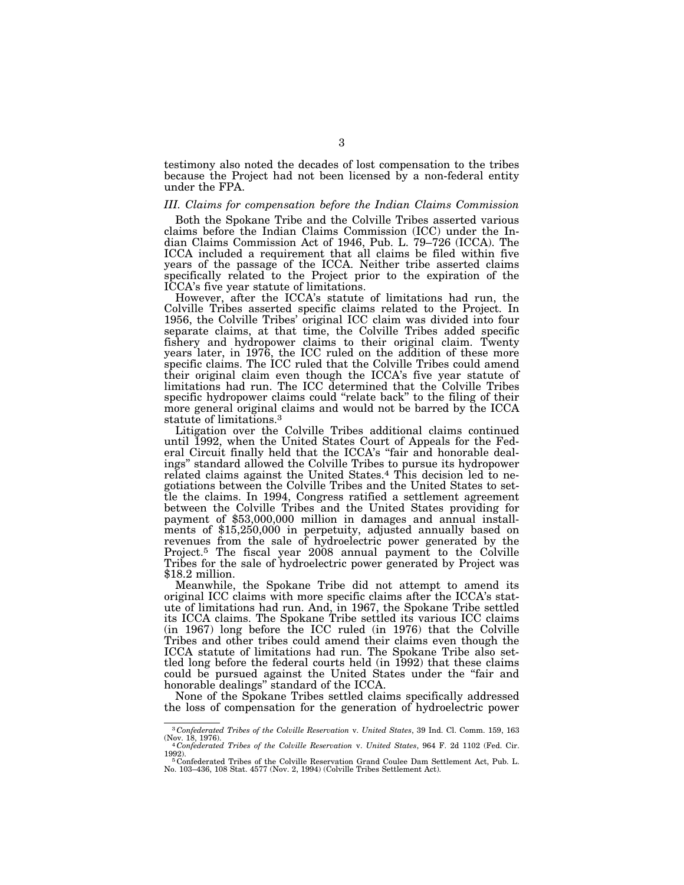testimony also noted the decades of lost compensation to the tribes because the Project had not been licensed by a non-federal entity under the FPA.

### *III. Claims for compensation before the Indian Claims Commission*

Both the Spokane Tribe and the Colville Tribes asserted various claims before the Indian Claims Commission (ICC) under the Indian Claims Commission Act of 1946, Pub. L. 79–726 (ICCA). The ICCA included a requirement that all claims be filed within five years of the passage of the ICCA. Neither tribe asserted claims specifically related to the Project prior to the expiration of the ICCA's five year statute of limitations.

However, after the ICCA's statute of limitations had run, the Colville Tribes asserted specific claims related to the Project. In 1956, the Colville Tribes' original ICC claim was divided into four separate claims, at that time, the Colville Tribes added specific fishery and hydropower claims to their original claim. Twenty years later, in 1976, the ICC ruled on the addition of these more specific claims. The ICC ruled that the Colville Tribes could amend their original claim even though the ICCA's five year statute of limitations had run. The ICC determined that the Colville Tribes specific hydropower claims could "relate back" to the filing of their more general original claims and would not be barred by the ICCA statute of limitations.[3]

Litigation over the Colville Tribes additional claims continued until 1992, when the United States Court of Appeals for the Federal Circuit finally held that the ICCA's "fair and honorable dealings" standard allowed the Colville Tribes to pursue its hydropower related claims against the United States.[4] This decision led to negotiations between the Colville Tribes and the United States to settle the claims. In 1994, Congress ratified a settlement agreement between the Colville Tribes and the United States providing for payment of $53,000,000 million in damages and annual installments of $15,250,000 in perpetuity, adjusted annually based on revenues from the sale of hydroelectric power generated by the Project.[5] The fiscal year 2008 annual payment to the Colville Tribes for the sale of hydroelectric power generated by Project was $18.2 million.

Meanwhile, the Spokane Tribe did not attempt to amend its original ICC claims with more specific claims after the ICCA's statute of limitations had run. And, in 1967, the Spokane Tribe settled its ICCA claims. The Spokane Tribe settled its various ICC claims (in 1967) long before the ICC ruled (in 1976) that the Colville Tribes and other tribes could amend their claims even though the ICCA statute of limitations had run. The Spokane Tribe also settled long before the federal courts held (in 1992) that these claims could be pursued against the United States under the "fair and honorable dealings" standard of the ICCA.

None of the Spokane Tribes settled claims specifically addressed the loss of compensation for the generation of hydroelectric power

---

[3] *Confederated Tribes of the Colville Reservation* v. *United States*, 39 Ind. Cl. Comm. 159, 163 (Nov. 18, 1976).

[4] *Confederated Tribes of the Colville Reservation* v. *United States*, 964 F. 2d 1102 (Fed. Cir. 1992).

[5] Confederated Tribes of the Colville Reservation Grand Coulee Dam Settlement Act, Pub. L. No. 103–436, 108 Stat. 4577 (Nov. 2, 1994) (Colville Tribes Settlement Act).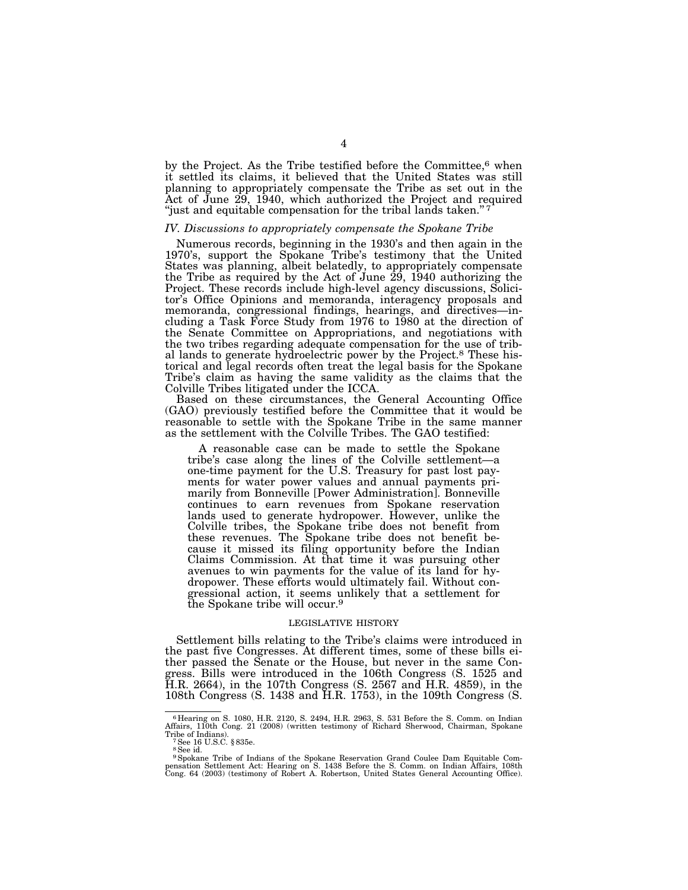by the Project. As the Tribe testified before the Committee,[6] when it settled its claims, it believed that the United States was still planning to appropriately compensate the Tribe as set out in the Act of June 29, 1940, which authorized the Project and required "just and equitable compensation for the tribal lands taken."[7]

### *IV. Discussions to appropriately compensate the Spokane Tribe*

Numerous records, beginning in the 1930's and then again in the 1970's, support the Spokane Tribe's testimony that the United States was planning, albeit belatedly, to appropriately compensate the Tribe as required by the Act of June 29, 1940 authorizing the Project. These records include high-level agency discussions, Solicitor's Office Opinions and memoranda, interagency proposals and memoranda, congressional findings, hearings, and directives—including a Task Force Study from 1976 to 1980 at the direction of the Senate Committee on Appropriations, and negotiations with the two tribes regarding adequate compensation for the use of tribal lands to generate hydroelectric power by the Project.[8] These historical and legal records often treat the legal basis for the Spokane Tribe's claim as having the same validity as the claims that the Colville Tribes litigated under the ICCA.

Based on these circumstances, the General Accounting Office (GAO) previously testified before the Committee that it would be reasonable to settle with the Spokane Tribe in the same manner as the settlement with the Colville Tribes. The GAO testified:

> A reasonable case can be made to settle the Spokane tribe's case along the lines of the Colville settlement—a one-time payment for the U.S. Treasury for past lost payments for water power values and annual payments primarily from Bonneville [Power Administration]. Bonneville continues to earn revenues from Spokane reservation lands used to generate hydropower. However, unlike the Colville tribes, the Spokane tribe does not benefit from these revenues. The Spokane tribe does not benefit because it missed its filing opportunity before the Indian Claims Commission. At that time it was pursuing other avenues to win payments for the value of its land for hydropower. These efforts would ultimately fail. Without congressional action, it seems unlikely that a settlement for the Spokane tribe will occur.[9]

## LEGISLATIVE HISTORY

Settlement bills relating to the Tribe's claims were introduced in the past five Congresses. At different times, some of these bills either passed the Senate or the House, but never in the same Congress. Bills were introduced in the 106th Congress (S. 1525 and H.R. 2664), in the 107th Congress (S. 2567 and H.R. 4859), in the 108th Congress (S. 1438 and H.R. 1753), in the 109th Congress (S.

---

[6] Hearing on S. 1080, H.R. 2120, S. 2494, H.R. 2963, S. 531 Before the S. Comm. on Indian Affairs, 110th Cong. 21 (2008) (written testimony of Richard Sherwood, Chairman, Spokane Tribe of Indians).

[7] See 16 U.S.C. §835e.

[8] See id.

[9] Spokane Tribe of Indians of the Spokane Reservation Grand Coulee Dam Equitable Compensation Settlement Act: Hearing on S. 1438 Before the S. Comm. on Indian Affairs, 108th Cong. 64 (2003) (testimony of Robert A. Robertson, United States General Accounting Office).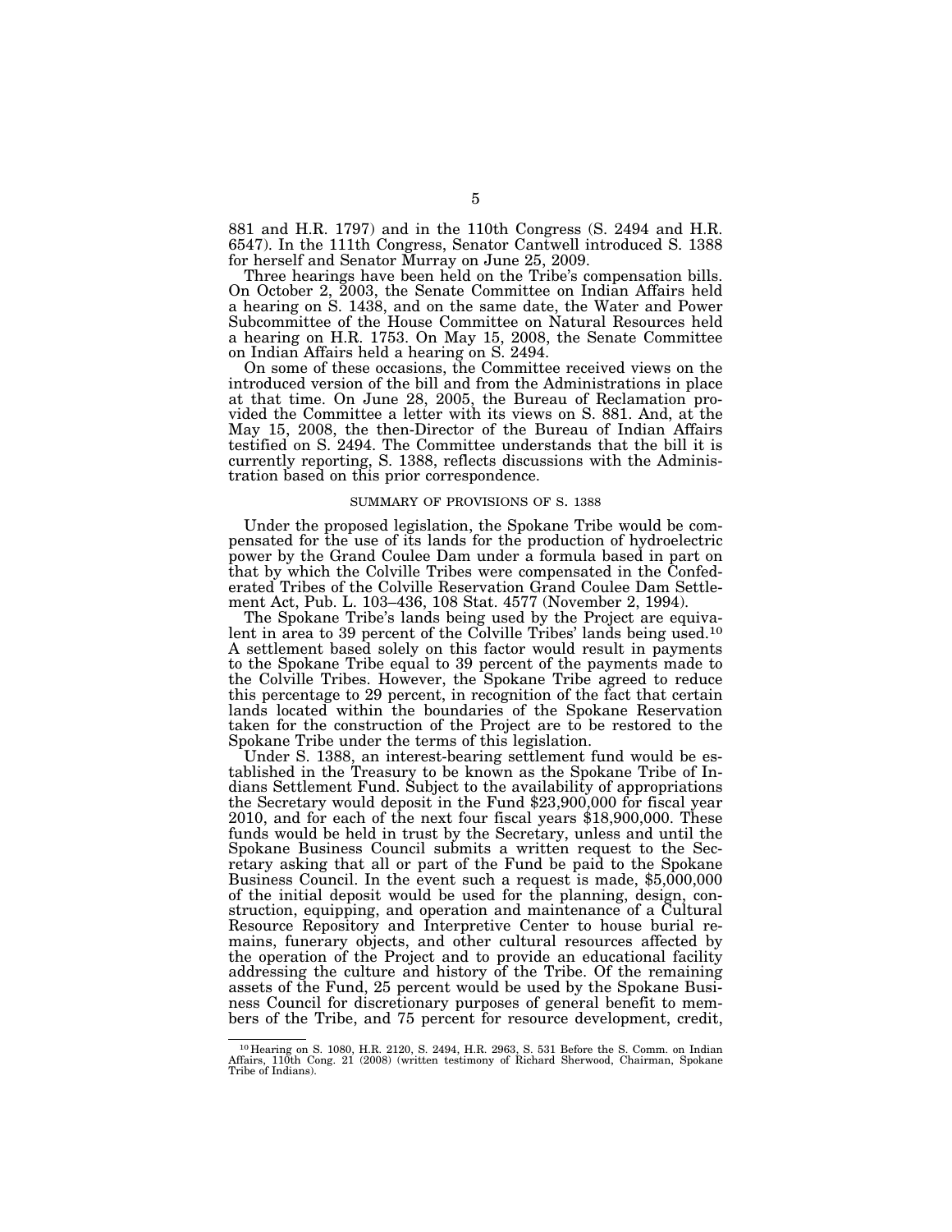881 and H.R. 1797) and in the 110th Congress (S. 2494 and H.R. 6547). In the 111th Congress, Senator Cantwell introduced S. 1388 for herself and Senator Murray on June 25, 2009.

Three hearings have been held on the Tribe's compensation bills. On October 2, 2003, the Senate Committee on Indian Affairs held a hearing on S. 1438, and on the same date, the Water and Power Subcommittee of the House Committee on Natural Resources held a hearing on H.R. 1753. On May 15, 2008, the Senate Committee on Indian Affairs held a hearing on S. 2494.

On some of these occasions, the Committee received views on the introduced version of the bill and from the Administrations in place at that time. On June 28, 2005, the Bureau of Reclamation provided the Committee a letter with its views on S. 881. And, at the May 15, 2008, the then-Director of the Bureau of Indian Affairs testified on S. 2494. The Committee understands that the bill it is currently reporting, S. 1388, reflects discussions with the Administration based on this prior correspondence.

## SUMMARY OF PROVISIONS OF S. 1388

Under the proposed legislation, the Spokane Tribe would be compensated for the use of its lands for the production of hydroelectric power by the Grand Coulee Dam under a formula based in part on that by which the Colville Tribes were compensated in the Confederated Tribes of the Colville Reservation Grand Coulee Dam Settlement Act, Pub. L. 103–436, 108 Stat. 4577 (November 2, 1994).

The Spokane Tribe's lands being used by the Project are equivalent in area to 39 percent of the Colville Tribes' lands being used.[10] A settlement based solely on this factor would result in payments to the Spokane Tribe equal to 39 percent of the payments made to the Colville Tribes. However, the Spokane Tribe agreed to reduce this percentage to 29 percent, in recognition of the fact that certain lands located within the boundaries of the Spokane Reservation taken for the construction of the Project are to be restored to the Spokane Tribe under the terms of this legislation.

Under S. 1388, an interest-bearing settlement fund would be established in the Treasury to be known as the Spokane Tribe of Indians Settlement Fund. Subject to the availability of appropriations the Secretary would deposit in the Fund $23,900,000 for fiscal year 2010, and for each of the next four fiscal years $18,900,000. These funds would be held in trust by the Secretary, unless and until the Spokane Business Council submits a written request to the Secretary asking that all or part of the Fund be paid to the Spokane Business Council. In the event such a request is made, $5,000,000 of the initial deposit would be used for the planning, design, construction, equipping, and operation and maintenance of a Cultural Resource Repository and Interpretive Center to house burial remains, funerary objects, and other cultural resources affected by the operation of the Project and to provide an educational facility addressing the culture and history of the Tribe. Of the remaining assets of the Fund, 25 percent would be used by the Spokane Business Council for discretionary purposes of general benefit to members of the Tribe, and 75 percent for resource development, credit,

---

[10] Hearing on S. 1080, H.R. 2120, S. 2494, H.R. 2963, S. 531 Before the S. Comm. on Indian Affairs, 110th Cong. 21 (2008) (written testimony of Richard Sherwood, Chairman, Spokane Tribe of Indians).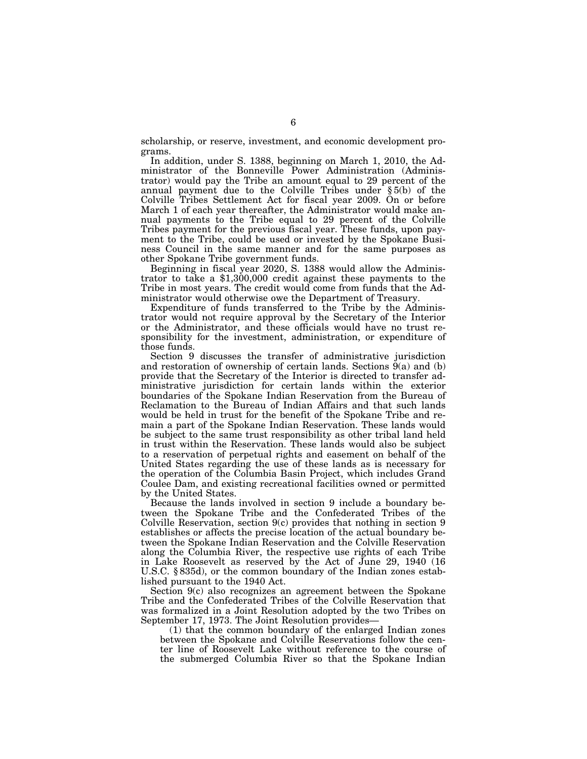scholarship, or reserve, investment, and economic development programs.

In addition, under S. 1388, beginning on March 1, 2010, the Administrator of the Bonneville Power Administration (Administrator) would pay the Tribe an amount equal to 29 percent of the annual payment due to the Colville Tribes under § 5(b) of the Colville Tribes Settlement Act for fiscal year 2009. On or before March 1 of each year thereafter, the Administrator would make annual payments to the Tribe equal to 29 percent of the Colville Tribes payment for the previous fiscal year. These funds, upon payment to the Tribe, could be used or invested by the Spokane Business Council in the same manner and for the same purposes as other Spokane Tribe government funds.

Beginning in fiscal year 2020, S. 1388 would allow the Administrator to take a $1,300,000 credit against these payments to the Tribe in most years. The credit would come from funds that the Administrator would otherwise owe the Department of Treasury.

Expenditure of funds transferred to the Tribe by the Administrator would not require approval by the Secretary of the Interior or the Administrator, and these officials would have no trust responsibility for the investment, administration, or expenditure of those funds.

Section 9 discusses the transfer of administrative jurisdiction and restoration of ownership of certain lands. Sections 9(a) and (b) provide that the Secretary of the Interior is directed to transfer administrative jurisdiction for certain lands within the exterior boundaries of the Spokane Indian Reservation from the Bureau of Reclamation to the Bureau of Indian Affairs and that such lands would be held in trust for the benefit of the Spokane Tribe and remain a part of the Spokane Indian Reservation. These lands would be subject to the same trust responsibility as other tribal land held in trust within the Reservation. These lands would also be subject to a reservation of perpetual rights and easement on behalf of the United States regarding the use of these lands as is necessary for the operation of the Columbia Basin Project, which includes Grand Coulee Dam, and existing recreational facilities owned or permitted by the United States.

Because the lands involved in section 9 include a boundary between the Spokane Tribe and the Confederated Tribes of the Colville Reservation, section 9(c) provides that nothing in section 9 establishes or affects the precise location of the actual boundary between the Spokane Indian Reservation and the Colville Reservation along the Columbia River, the respective use rights of each Tribe in Lake Roosevelt as reserved by the Act of June 29, 1940 (16 U.S.C. § 835d), or the common boundary of the Indian zones established pursuant to the 1940 Act.

Section 9(c) also recognizes an agreement between the Spokane Tribe and the Confederated Tribes of the Colville Reservation that was formalized in a Joint Resolution adopted by the two Tribes on September 17, 1973. The Joint Resolution provides—

(1) that the common boundary of the enlarged Indian zones between the Spokane and Colville Reservations follow the center line of Roosevelt Lake without reference to the course of the submerged Columbia River so that the Spokane Indian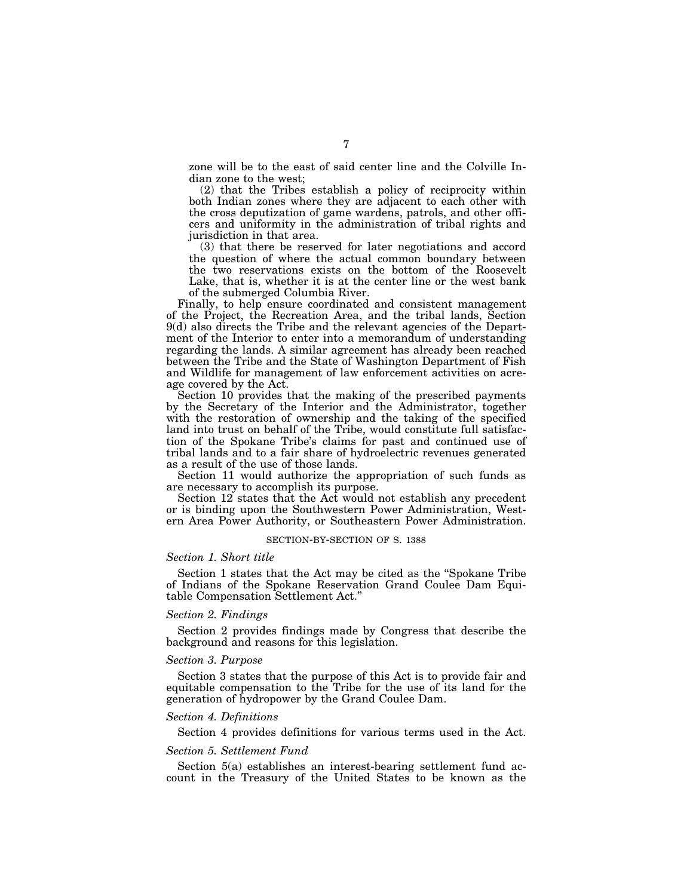zone will be to the east of said center line and the Colville Indian zone to the west;

(2) that the Tribes establish a policy of reciprocity within both Indian zones where they are adjacent to each other with the cross deputization of game wardens, patrols, and other officers and uniformity in the administration of tribal rights and jurisdiction in that area.

(3) that there be reserved for later negotiations and accord the question of where the actual common boundary between the two reservations exists on the bottom of the Roosevelt Lake, that is, whether it is at the center line or the west bank of the submerged Columbia River.

Finally, to help ensure coordinated and consistent management of the Project, the Recreation Area, and the tribal lands, Section 9(d) also directs the Tribe and the relevant agencies of the Department of the Interior to enter into a memorandum of understanding regarding the lands. A similar agreement has already been reached between the Tribe and the State of Washington Department of Fish and Wildlife for management of law enforcement activities on acreage covered by the Act.

Section 10 provides that the making of the prescribed payments by the Secretary of the Interior and the Administrator, together with the restoration of ownership and the taking of the specified land into trust on behalf of the Tribe, would constitute full satisfaction of the Spokane Tribe's claims for past and continued use of tribal lands and to a fair share of hydroelectric revenues generated as a result of the use of those lands.

Section 11 would authorize the appropriation of such funds as are necessary to accomplish its purpose.

Section 12 states that the Act would not establish any precedent or is binding upon the Southwestern Power Administration, Western Area Power Authority, or Southeastern Power Administration.

## SECTION-BY-SECTION OF S. 1388

### *Section 1. Short title*

Section 1 states that the Act may be cited as the "Spokane Tribe of Indians of the Spokane Reservation Grand Coulee Dam Equitable Compensation Settlement Act."

### *Section 2. Findings*

Section 2 provides findings made by Congress that describe the background and reasons for this legislation.

### *Section 3. Purpose*

Section 3 states that the purpose of this Act is to provide fair and equitable compensation to the Tribe for the use of its land for the generation of hydropower by the Grand Coulee Dam.

### *Section 4. Definitions*

Section 4 provides definitions for various terms used in the Act.

### *Section 5. Settlement Fund*

Section 5(a) establishes an interest-bearing settlement fund account in the Treasury of the United States to be known as the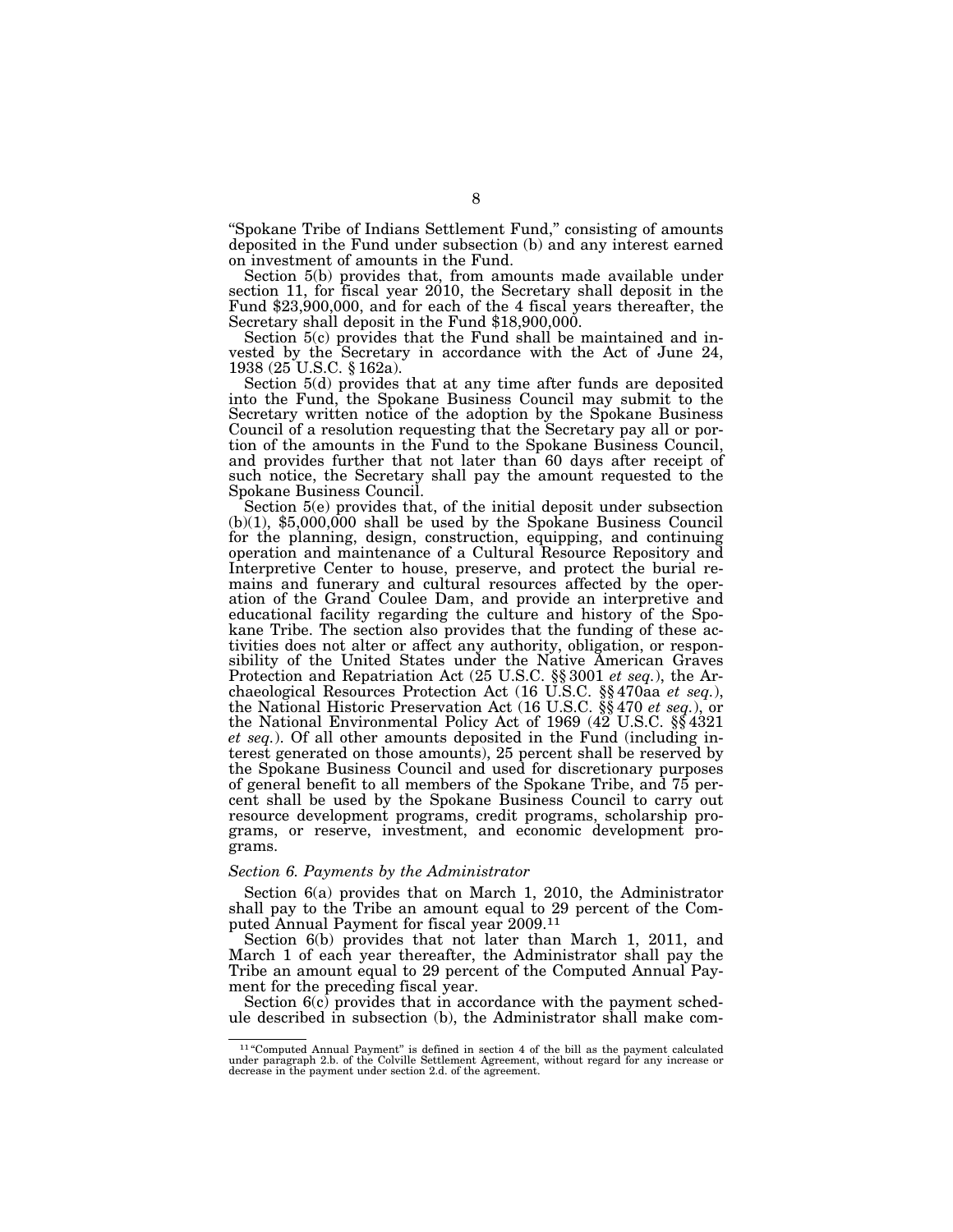"Spokane Tribe of Indians Settlement Fund," consisting of amounts deposited in the Fund under subsection (b) and any interest earned on investment of amounts in the Fund.

Section 5(b) provides that, from amounts made available under section 11, for fiscal year 2010, the Secretary shall deposit in the Fund $23,900,000, and for each of the 4 fiscal years thereafter, the Secretary shall deposit in the Fund $18,900,000.

Section 5(c) provides that the Fund shall be maintained and invested by the Secretary in accordance with the Act of June 24, 1938 (25 U.S.C. § 162a).

Section 5(d) provides that at any time after funds are deposited into the Fund, the Spokane Business Council may submit to the Secretary written notice of the adoption by the Spokane Business Council of a resolution requesting that the Secretary pay all or portion of the amounts in the Fund to the Spokane Business Council, and provides further that not later than 60 days after receipt of such notice, the Secretary shall pay the amount requested to the Spokane Business Council.

Section 5(e) provides that, of the initial deposit under subsection (b)(1), $5,000,000 shall be used by the Spokane Business Council for the planning, design, construction, equipping, and continuing operation and maintenance of a Cultural Resource Repository and Interpretive Center to house, preserve, and protect the burial remains and funerary and cultural resources affected by the operation of the Grand Coulee Dam, and provide an interpretive and educational facility regarding the culture and history of the Spokane Tribe. The section also provides that the funding of these activities does not alter or affect any authority, obligation, or responsibility of the United States under the Native American Graves Protection and Repatriation Act (25 U.S.C. §§ 3001 *et seq.*), the Archaeological Resources Protection Act (16 U.S.C. §§ 470aa *et seq.*), the National Historic Preservation Act (16 U.S.C. §§ 470 *et seq.*), or the National Environmental Policy Act of 1969 (42 U.S.C. §§ 4321 *et seq.*). Of all other amounts deposited in the Fund (including interest generated on those amounts), 25 percent shall be reserved by the Spokane Business Council and used for discretionary purposes of general benefit to all members of the Spokane Tribe, and 75 percent shall be used by the Spokane Business Council to carry out resource development programs, credit programs, scholarship programs, or reserve, investment, and economic development programs.

### *Section 6. Payments by the Administrator*

Section 6(a) provides that on March 1, 2010, the Administrator shall pay to the Tribe an amount equal to 29 percent of the Computed Annual Payment for fiscal year 2009.[11]

Section 6(b) provides that not later than March 1, 2011, and March 1 of each year thereafter, the Administrator shall pay the Tribe an amount equal to 29 percent of the Computed Annual Payment for the preceding fiscal year.

Section 6(c) provides that in accordance with the payment schedule described in subsection (b), the Administrator shall make com-

[11] "Computed Annual Payment" is defined in section 4 of the bill as the payment calculated under paragraph 2.b. of the Colville Settlement Agreement, without regard for any increase or decrease in the payment under section 2.d. of the agreement.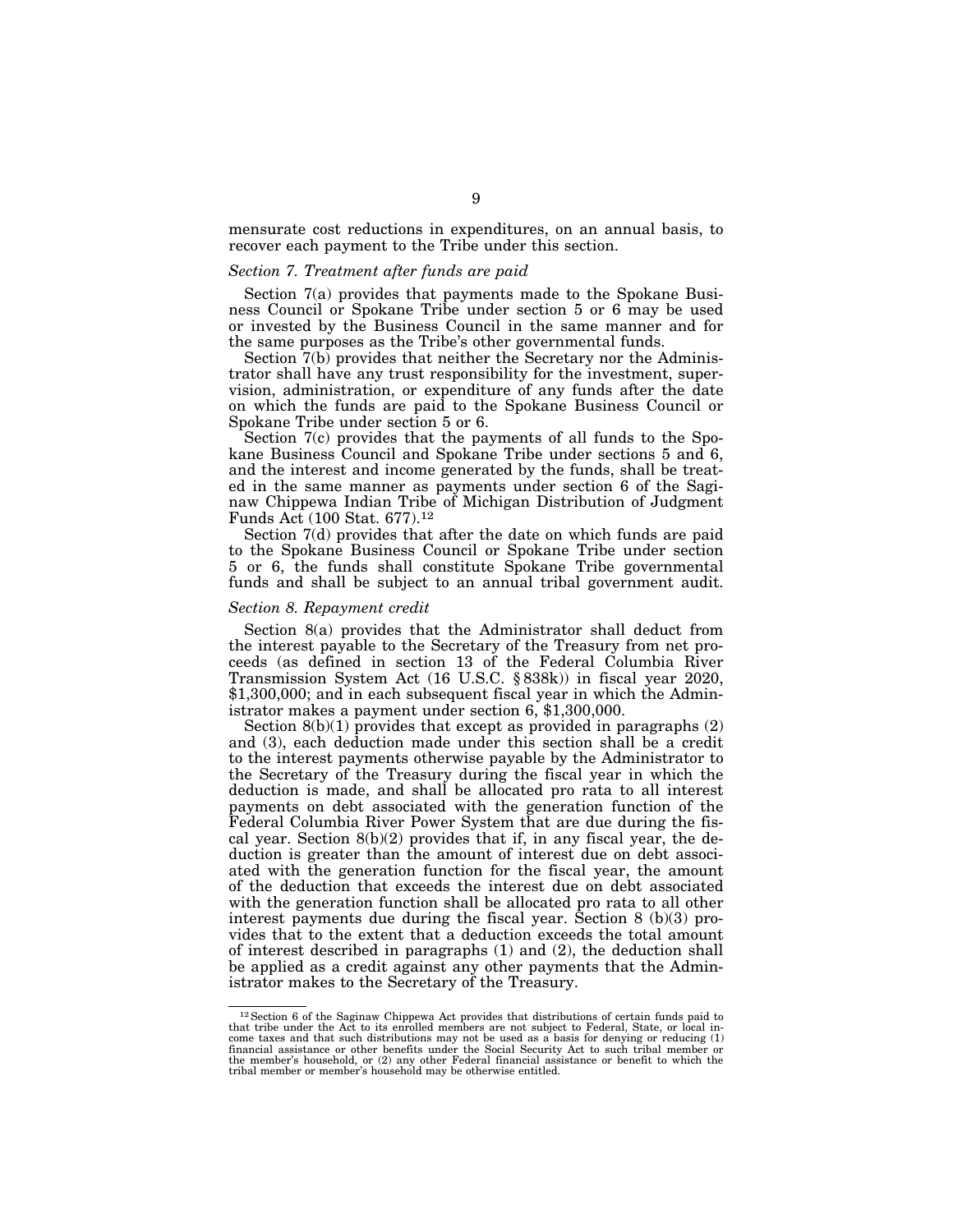mensurate cost reductions in expenditures, on an annual basis, to recover each payment to the Tribe under this section.

*Section 7. Treatment after funds are paid*

Section 7(a) provides that payments made to the Spokane Business Council or Spokane Tribe under section 5 or 6 may be used or invested by the Business Council in the same manner and for the same purposes as the Tribe's other governmental funds.

Section 7(b) provides that neither the Secretary nor the Administrator shall have any trust responsibility for the investment, supervision, administration, or expenditure of any funds after the date on which the funds are paid to the Spokane Business Council or Spokane Tribe under section 5 or 6.

Section 7(c) provides that the payments of all funds to the Spokane Business Council and Spokane Tribe under sections 5 and 6, and the interest and income generated by the funds, shall be treated in the same manner as payments under section 6 of the Saginaw Chippewa Indian Tribe of Michigan Distribution of Judgment Funds Act (100 Stat. 677).[12]

Section 7(d) provides that after the date on which funds are paid to the Spokane Business Council or Spokane Tribe under section 5 or 6, the funds shall constitute Spokane Tribe governmental funds and shall be subject to an annual tribal government audit.

*Section 8. Repayment credit*

Section 8(a) provides that the Administrator shall deduct from the interest payable to the Secretary of the Treasury from net proceeds (as defined in section 13 of the Federal Columbia River Transmission System Act (16 U.S.C. § 838k)) in fiscal year 2020, $1,300,000; and in each subsequent fiscal year in which the Administrator makes a payment under section 6, $1,300,000.

Section 8(b)(1) provides that except as provided in paragraphs (2) and (3), each deduction made under this section shall be a credit to the interest payments otherwise payable by the Administrator to the Secretary of the Treasury during the fiscal year in which the deduction is made, and shall be allocated pro rata to all interest payments on debt associated with the generation function of the Federal Columbia River Power System that are due during the fiscal year. Section 8(b)(2) provides that if, in any fiscal year, the deduction is greater than the amount of interest due on debt associated with the generation function for the fiscal year, the amount of the deduction that exceeds the interest due on debt associated with the generation function shall be allocated pro rata to all other interest payments due during the fiscal year. Section 8 (b)(3) provides that to the extent that a deduction exceeds the total amount of interest described in paragraphs (1) and (2), the deduction shall be applied as a credit against any other payments that the Administrator makes to the Secretary of the Treasury.

---

[12] Section 6 of the Saginaw Chippewa Act provides that distributions of certain funds paid to that tribe under the Act to its enrolled members are not subject to Federal, State, or local income taxes and that such distributions may not be used as a basis for denying or reducing (1) financial assistance or other benefits under the Social Security Act to such tribal member or the member's household, or (2) any other Federal financial assistance or benefit to which the tribal member or member's household may be otherwise entitled.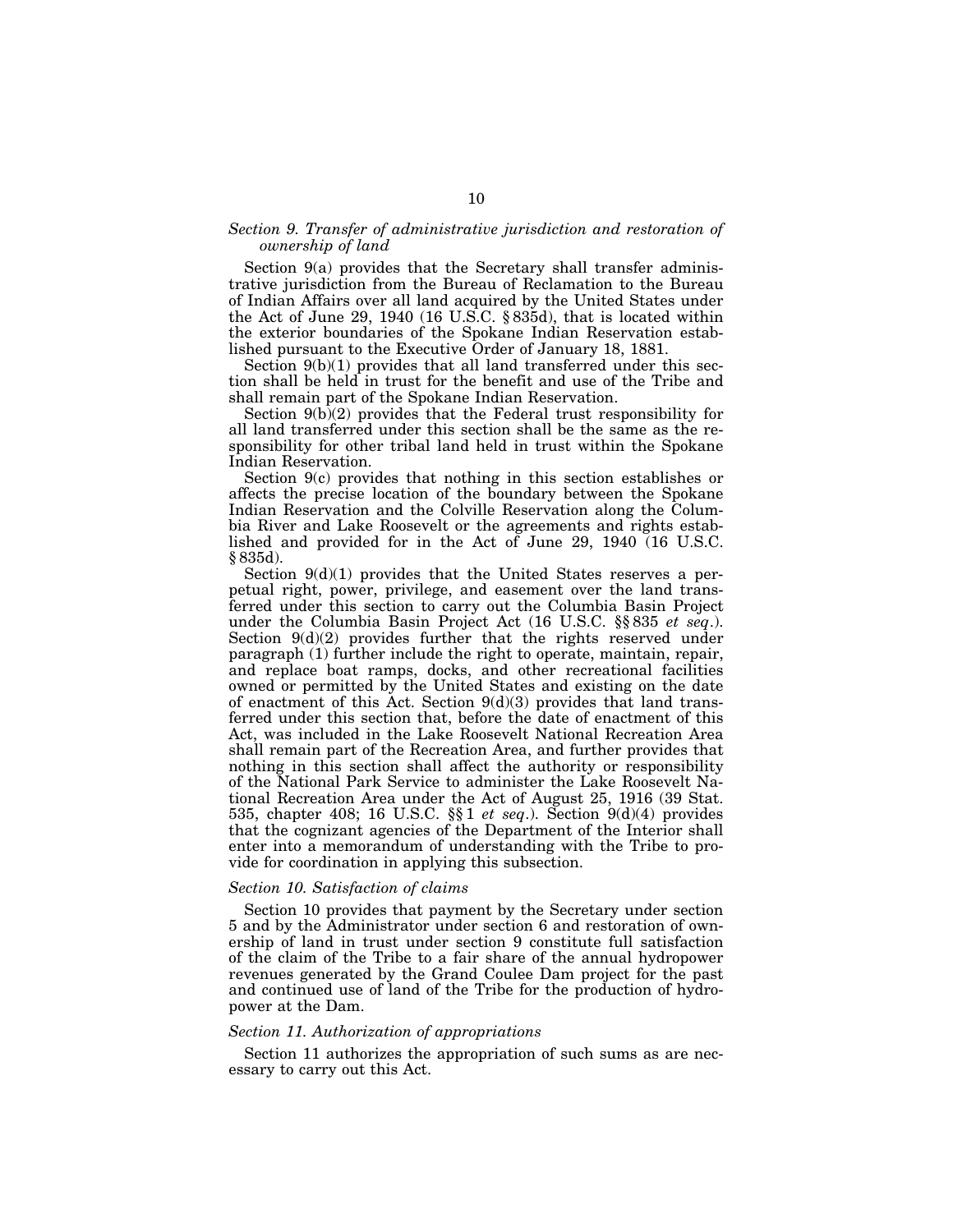*Section 9. Transfer of administrative jurisdiction and restoration of ownership of land*

Section 9(a) provides that the Secretary shall transfer administrative jurisdiction from the Bureau of Reclamation to the Bureau of Indian Affairs over all land acquired by the United States under the Act of June 29, 1940 (16 U.S.C. § 835d), that is located within the exterior boundaries of the Spokane Indian Reservation established pursuant to the Executive Order of January 18, 1881.

Section 9(b)(1) provides that all land transferred under this section shall be held in trust for the benefit and use of the Tribe and shall remain part of the Spokane Indian Reservation.

Section 9(b)(2) provides that the Federal trust responsibility for all land transferred under this section shall be the same as the responsibility for other tribal land held in trust within the Spokane Indian Reservation.

Section 9(c) provides that nothing in this section establishes or affects the precise location of the boundary between the Spokane Indian Reservation and the Colville Reservation along the Columbia River and Lake Roosevelt or the agreements and rights established and provided for in the Act of June 29, 1940 (16 U.S.C. § 835d).

Section 9(d)(1) provides that the United States reserves a perpetual right, power, privilege, and easement over the land transferred under this section to carry out the Columbia Basin Project under the Columbia Basin Project Act (16 U.S.C. §§ 835 *et seq.*). Section 9(d)(2) provides further that the rights reserved under paragraph (1) further include the right to operate, maintain, repair, and replace boat ramps, docks, and other recreational facilities owned or permitted by the United States and existing on the date of enactment of this Act. Section 9(d)(3) provides that land transferred under this section that, before the date of enactment of this Act, was included in the Lake Roosevelt National Recreation Area shall remain part of the Recreation Area, and further provides that nothing in this section shall affect the authority or responsibility of the National Park Service to administer the Lake Roosevelt National Recreation Area under the Act of August 25, 1916 (39 Stat. 535, chapter 408; 16 U.S.C. §§ 1 *et seq.*). Section 9(d)(4) provides that the cognizant agencies of the Department of the Interior shall enter into a memorandum of understanding with the Tribe to provide for coordination in applying this subsection.

*Section 10. Satisfaction of claims*

Section 10 provides that payment by the Secretary under section 5 and by the Administrator under section 6 and restoration of ownership of land in trust under section 9 constitute full satisfaction of the claim of the Tribe to a fair share of the annual hydropower revenues generated by the Grand Coulee Dam project for the past and continued use of land of the Tribe for the production of hydropower at the Dam.

*Section 11. Authorization of appropriations*

Section 11 authorizes the appropriation of such sums as are necessary to carry out this Act.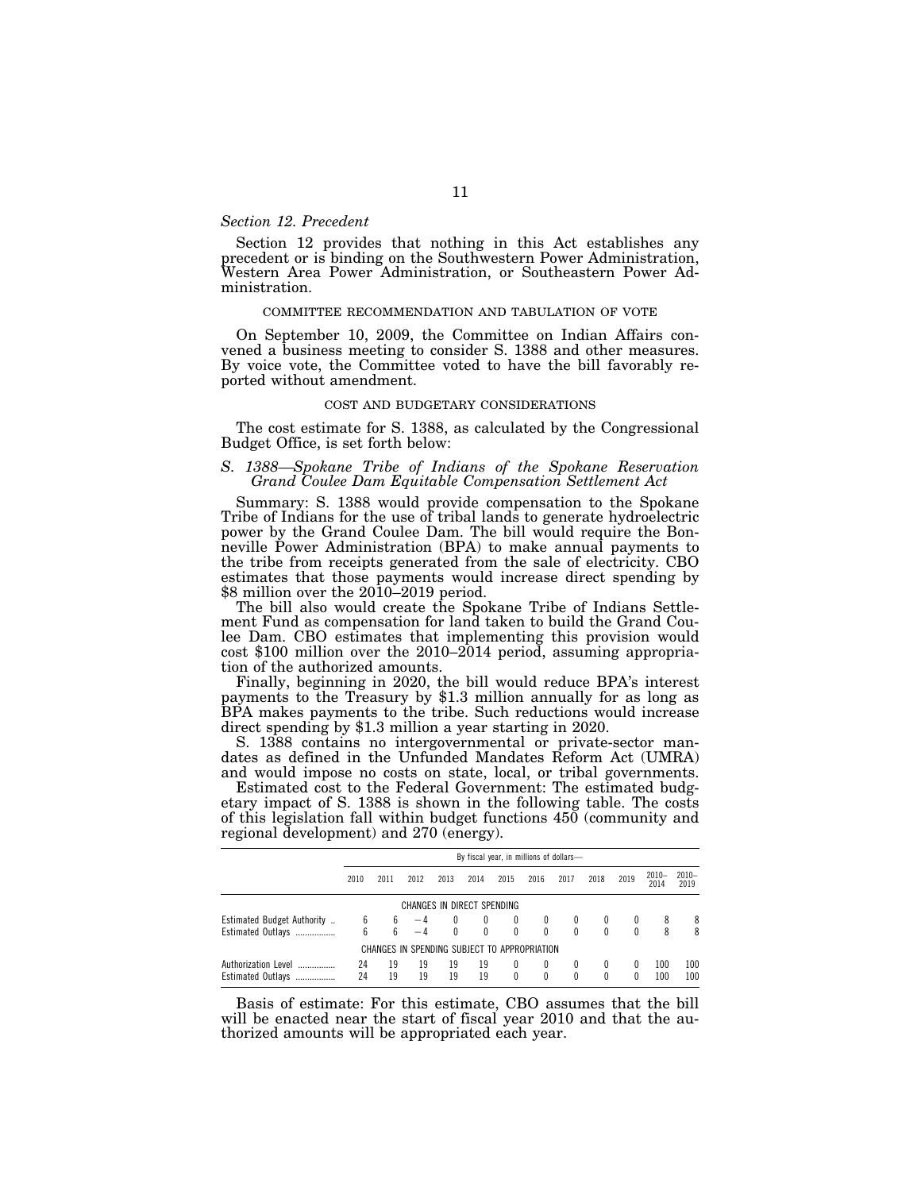*Section 12. Precedent*

Section 12 provides that nothing in this Act establishes any precedent or is binding on the Southwestern Power Administration, Western Area Power Administration, or Southeastern Power Administration.

## COMMITTEE RECOMMENDATION AND TABULATION OF VOTE

On September 10, 2009, the Committee on Indian Affairs convened a business meeting to consider S. 1388 and other measures. By voice vote, the Committee voted to have the bill favorably reported without amendment.

## COST AND BUDGETARY CONSIDERATIONS

The cost estimate for S. 1388, as calculated by the Congressional Budget Office, is set forth below:

*S. 1388—Spokane Tribe of Indians of the Spokane Reservation Grand Coulee Dam Equitable Compensation Settlement Act*

Summary: S. 1388 would provide compensation to the Spokane Tribe of Indians for the use of tribal lands to generate hydroelectric power by the Grand Coulee Dam. The bill would require the Bonneville Power Administration (BPA) to make annual payments to the tribe from receipts generated from the sale of electricity. CBO estimates that those payments would increase direct spending by $8 million over the 2010–2019 period.

The bill also would create the Spokane Tribe of Indians Settlement Fund as compensation for land taken to build the Grand Coulee Dam. CBO estimates that implementing this provision would cost $100 million over the 2010–2014 period, assuming appropriation of the authorized amounts.

Finally, beginning in 2020, the bill would reduce BPA's interest payments to the Treasury by $1.3 million annually for as long as BPA makes payments to the tribe. Such reductions would increase direct spending by $1.3 million a year starting in 2020.

S. 1388 contains no intergovernmental or private-sector mandates as defined in the Unfunded Mandates Reform Act (UMRA) and would impose no costs on state, local, or tribal governments.

Estimated cost to the Federal Government: The estimated budgetary impact of S. 1388 is shown in the following table. The costs of this legislation fall within budget functions 450 (community and regional development) and 270 (energy).

| | By fiscal year, in millions of dollars— | | | | | | | | | | | |
|---|---|---|---|---|---|---|---|---|---|---|---|---|
| | 2010 | 2011 | 2012 | 2013 | 2014 | 2015 | 2016 | 2017 | 2018 | 2019 | 2010–2014 | 2010–2019 |
| **CHANGES IN DIRECT SPENDING** | | | | | | | | | | | | |
| Estimated Budget Authority | 6 | 6 | −4 | 0 | 0 | 0 | 0 | 0 | 0 | 0 | 8 | 8 |
| Estimated Outlays | 6 | 6 | −4 | 0 | 0 | 0 | 0 | 0 | 0 | 0 | 8 | 8 |
| **CHANGES IN SPENDING SUBJECT TO APPROPRIATION** | | | | | | | | | | | | |
| Authorization Level | 24 | 19 | 19 | 19 | 19 | 0 | 0 | 0 | 0 | 0 | 100 | 100 |
| Estimated Outlays | 24 | 19 | 19 | 19 | 19 | 0 | 0 | 0 | 0 | 0 | 100 | 100 |

Basis of estimate: For this estimate, CBO assumes that the bill will be enacted near the start of fiscal year 2010 and that the authorized amounts will be appropriated each year.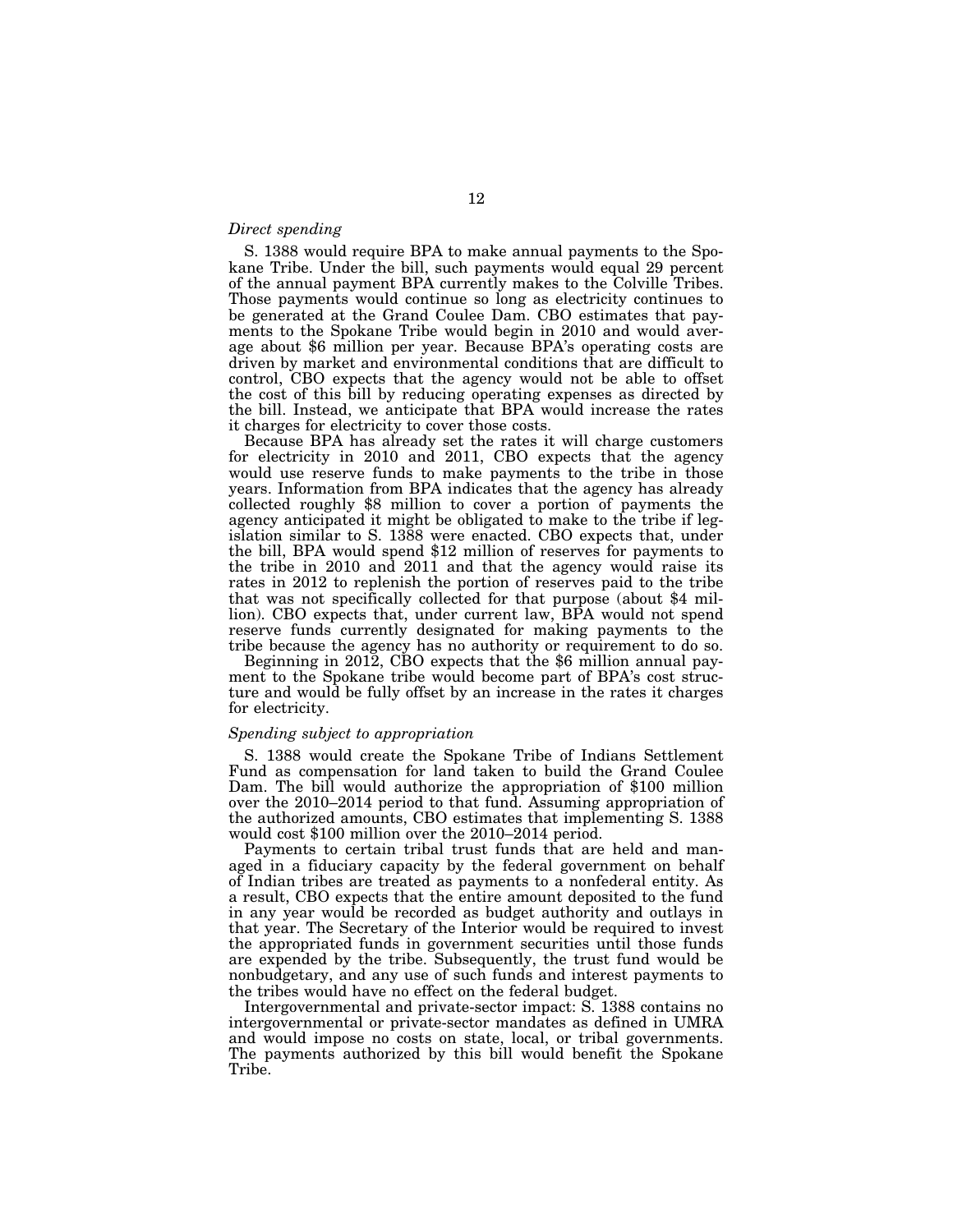*Direct spending*

S. 1388 would require BPA to make annual payments to the Spokane Tribe. Under the bill, such payments would equal 29 percent of the annual payment BPA currently makes to the Colville Tribes. Those payments would continue so long as electricity continues to be generated at the Grand Coulee Dam. CBO estimates that payments to the Spokane Tribe would begin in 2010 and would average about $6 million per year. Because BPA's operating costs are driven by market and environmental conditions that are difficult to control, CBO expects that the agency would not be able to offset the cost of this bill by reducing operating expenses as directed by the bill. Instead, we anticipate that BPA would increase the rates it charges for electricity to cover those costs.

Because BPA has already set the rates it will charge customers for electricity in 2010 and 2011, CBO expects that the agency would use reserve funds to make payments to the tribe in those years. Information from BPA indicates that the agency has already collected roughly $8 million to cover a portion of payments the agency anticipated it might be obligated to make to the tribe if legislation similar to S. 1388 were enacted. CBO expects that, under the bill, BPA would spend $12 million of reserves for payments to the tribe in 2010 and 2011 and that the agency would raise its rates in 2012 to replenish the portion of reserves paid to the tribe that was not specifically collected for that purpose (about $4 million). CBO expects that, under current law, BPA would not spend reserve funds currently designated for making payments to the tribe because the agency has no authority or requirement to do so.

Beginning in 2012, CBO expects that the $6 million annual payment to the Spokane tribe would become part of BPA's cost structure and would be fully offset by an increase in the rates it charges for electricity.

*Spending subject to appropriation*

S. 1388 would create the Spokane Tribe of Indians Settlement Fund as compensation for land taken to build the Grand Coulee Dam. The bill would authorize the appropriation of $100 million over the 2010–2014 period to that fund. Assuming appropriation of the authorized amounts, CBO estimates that implementing S. 1388 would cost $100 million over the 2010–2014 period.

Payments to certain tribal trust funds that are held and managed in a fiduciary capacity by the federal government on behalf of Indian tribes are treated as payments to a nonfederal entity. As a result, CBO expects that the entire amount deposited to the fund in any year would be recorded as budget authority and outlays in that year. The Secretary of the Interior would be required to invest the appropriated funds in government securities until those funds are expended by the tribe. Subsequently, the trust fund would be nonbudgetary, and any use of such funds and interest payments to the tribes would have no effect on the federal budget.

Intergovernmental and private-sector impact: S. 1388 contains no intergovernmental or private-sector mandates as defined in UMRA and would impose no costs on state, local, or tribal governments. The payments authorized by this bill would benefit the Spokane Tribe.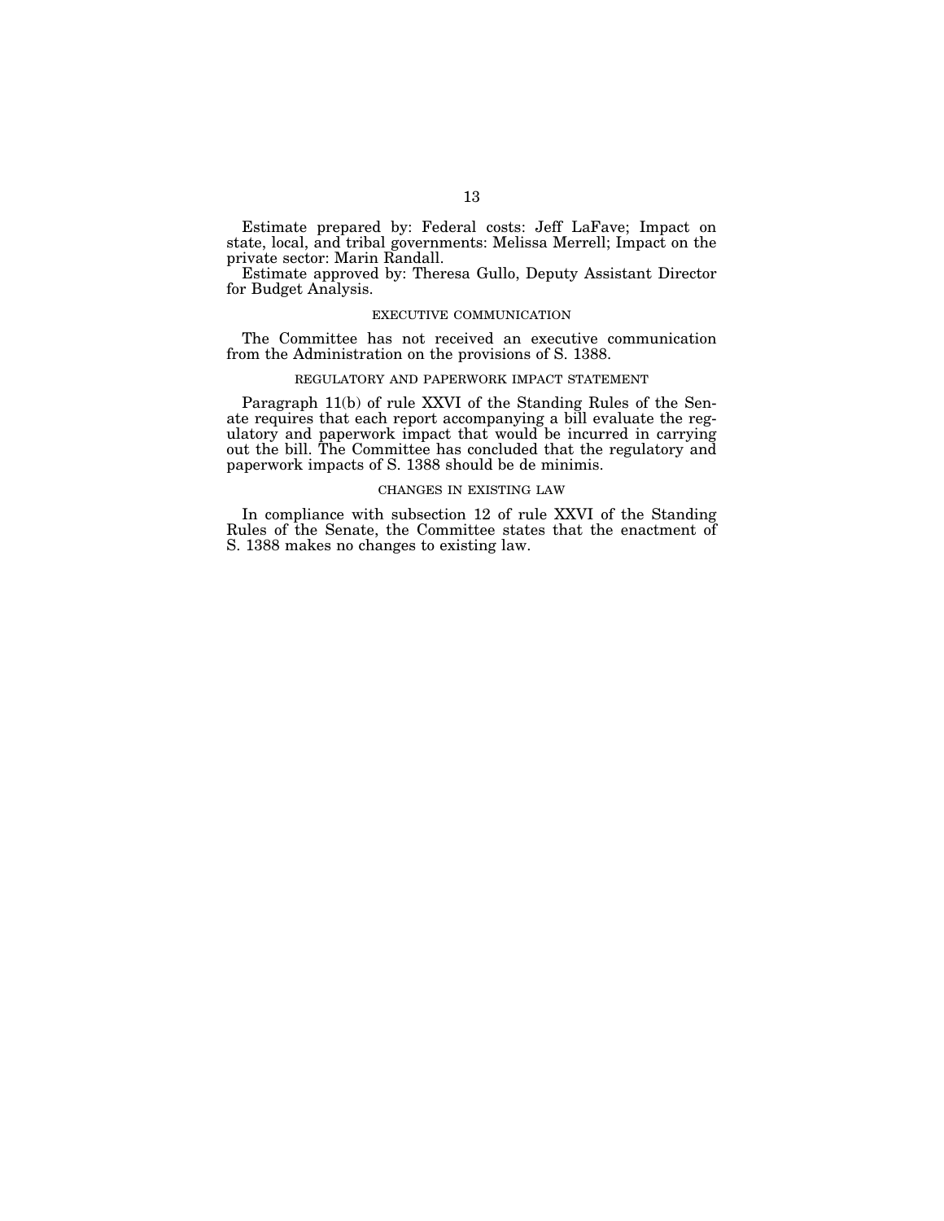Estimate prepared by: Federal costs: Jeff LaFave; Impact on state, local, and tribal governments: Melissa Merrell; Impact on the private sector: Marin Randall.

Estimate approved by: Theresa Gullo, Deputy Assistant Director for Budget Analysis.

## EXECUTIVE COMMUNICATION

The Committee has not received an executive communication from the Administration on the provisions of S. 1388.

## REGULATORY AND PAPERWORK IMPACT STATEMENT

Paragraph 11(b) of rule XXVI of the Standing Rules of the Senate requires that each report accompanying a bill evaluate the regulatory and paperwork impact that would be incurred in carrying out the bill. The Committee has concluded that the regulatory and paperwork impacts of S. 1388 should be de minimis.

## CHANGES IN EXISTING LAW

In compliance with subsection 12 of rule XXVI of the Standing Rules of the Senate, the Committee states that the enactment of S. 1388 makes no changes to existing law.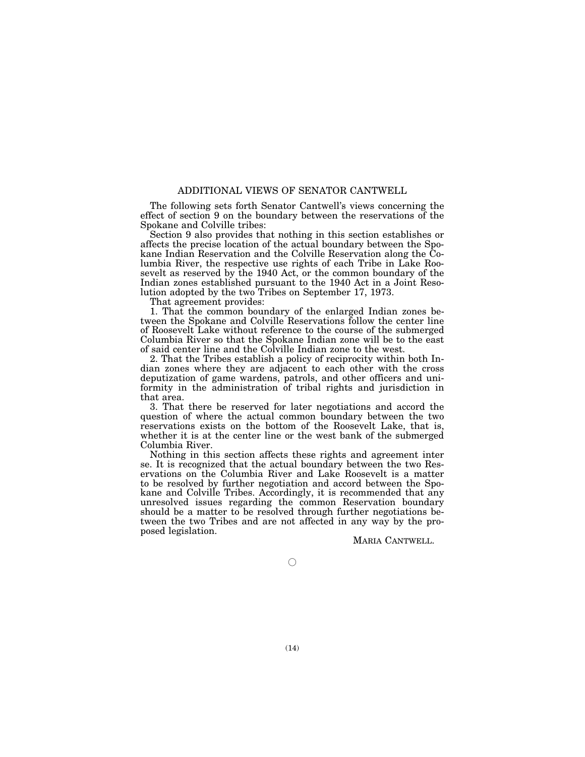## ADDITIONAL VIEWS OF SENATOR CANTWELL

The following sets forth Senator Cantwell's views concerning the effect of section 9 on the boundary between the reservations of the Spokane and Colville tribes:

Section 9 also provides that nothing in this section establishes or affects the precise location of the actual boundary between the Spokane Indian Reservation and the Colville Reservation along the Columbia River, the respective use rights of each Tribe in Lake Roosevelt as reserved by the 1940 Act, or the common boundary of the Indian zones established pursuant to the 1940 Act in a Joint Resolution adopted by the two Tribes on September 17, 1973.

That agreement provides:

1. That the common boundary of the enlarged Indian zones between the Spokane and Colville Reservations follow the center line of Roosevelt Lake without reference to the course of the submerged Columbia River so that the Spokane Indian zone will be to the east of said center line and the Colville Indian zone to the west.

2. That the Tribes establish a policy of reciprocity within both Indian zones where they are adjacent to each other with the cross deputization of game wardens, patrols, and other officers and uniformity in the administration of tribal rights and jurisdiction in that area.

3. That there be reserved for later negotiations and accord the question of where the actual common boundary between the two reservations exists on the bottom of the Roosevelt Lake, that is, whether it is at the center line or the west bank of the submerged Columbia River.

Nothing in this section affects these rights and agreement inter se. It is recognized that the actual boundary between the two Reservations on the Columbia River and Lake Roosevelt is a matter to be resolved by further negotiation and accord between the Spokane and Colville Tribes. Accordingly, it is recommended that any unresolved issues regarding the common Reservation boundary should be a matter to be resolved through further negotiations between the two Tribes and are not affected in any way by the proposed legislation.

MARIA CANTWELL.